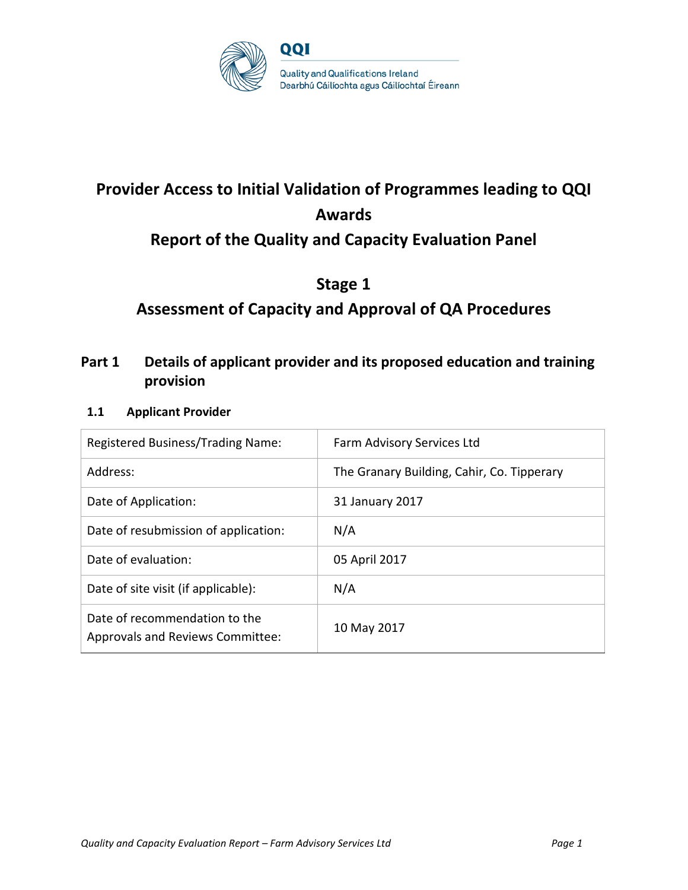QQI

Quality and Qualifications Ireland
Dearbhú Cáilíochta agus Cáilíochtaí Éireann

# Provider Access to Initial Validation of Programmes leading to QQI Awards

# Report of the Quality and Capacity Evaluation Panel

# Stage 1

# Assessment of Capacity and Approval of QA Procedures

## Part 1 Details of applicant provider and its proposed education and training provision

### 1.1 Applicant Provider

| | |
|---|---|
| Registered Business/Trading Name: | Farm Advisory Services Ltd |
| Address: | The Granary Building, Cahir, Co. Tipperary |
| Date of Application: | 31 January 2017 |
| Date of resubmission of application: | N/A |
| Date of evaluation: | 05 April 2017 |
| Date of site visit (if applicable): | N/A |
| Date of recommendation to the Approvals and Reviews Committee: | 10 May 2017 |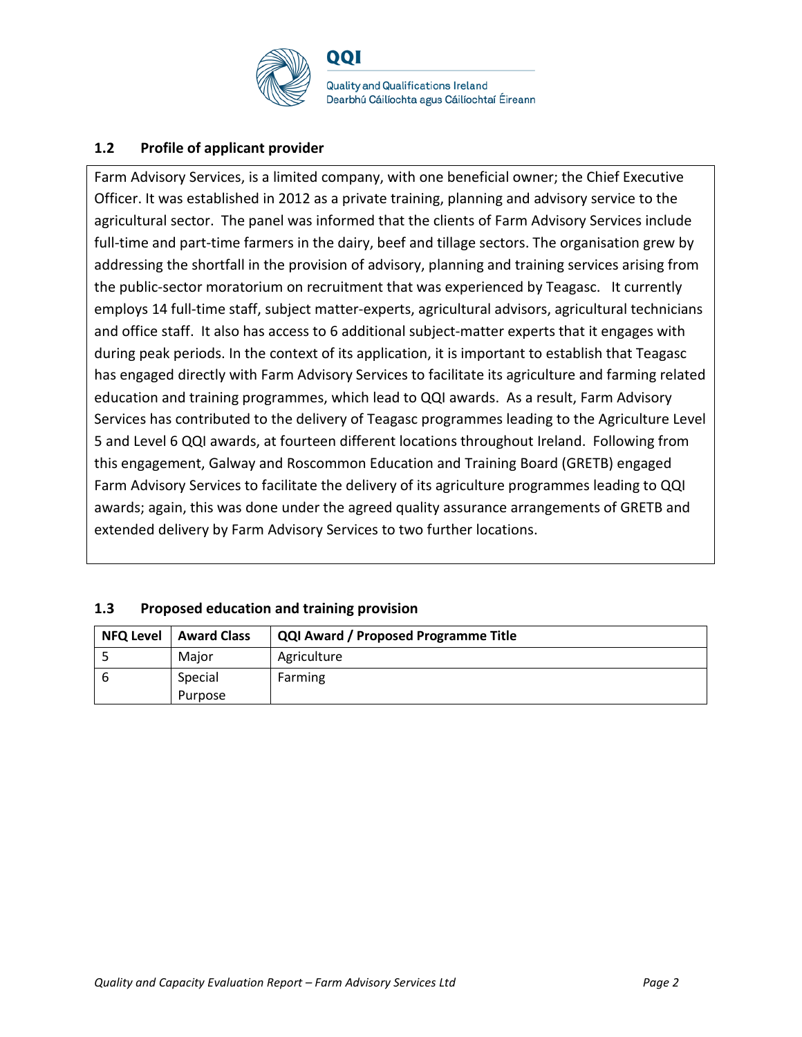## 1.2 Profile of applicant provider

Farm Advisory Services, is a limited company, with one beneficial owner; the Chief Executive Officer. It was established in 2012 as a private training, planning and advisory service to the agricultural sector. The panel was informed that the clients of Farm Advisory Services include full-time and part-time farmers in the dairy, beef and tillage sectors. The organisation grew by addressing the shortfall in the provision of advisory, planning and training services arising from the public-sector moratorium on recruitment that was experienced by Teagasc. It currently employs 14 full-time staff, subject matter-experts, agricultural advisors, agricultural technicians and office staff. It also has access to 6 additional subject-matter experts that it engages with during peak periods. In the context of its application, it is important to establish that Teagasc has engaged directly with Farm Advisory Services to facilitate its agriculture and farming related education and training programmes, which lead to QQI awards. As a result, Farm Advisory Services has contributed to the delivery of Teagasc programmes leading to the Agriculture Level 5 and Level 6 QQI awards, at fourteen different locations throughout Ireland. Following from this engagement, Galway and Roscommon Education and Training Board (GRETB) engaged Farm Advisory Services to facilitate the delivery of its agriculture programmes leading to QQI awards; again, this was done under the agreed quality assurance arrangements of GRETB and extended delivery by Farm Advisory Services to two further locations.

## 1.3 Proposed education and training provision

| NFQ Level | Award Class | QQI Award / Proposed Programme Title |
|---|---|---|
| 5 | Major | Agriculture |
| 6 | Special Purpose | Farming |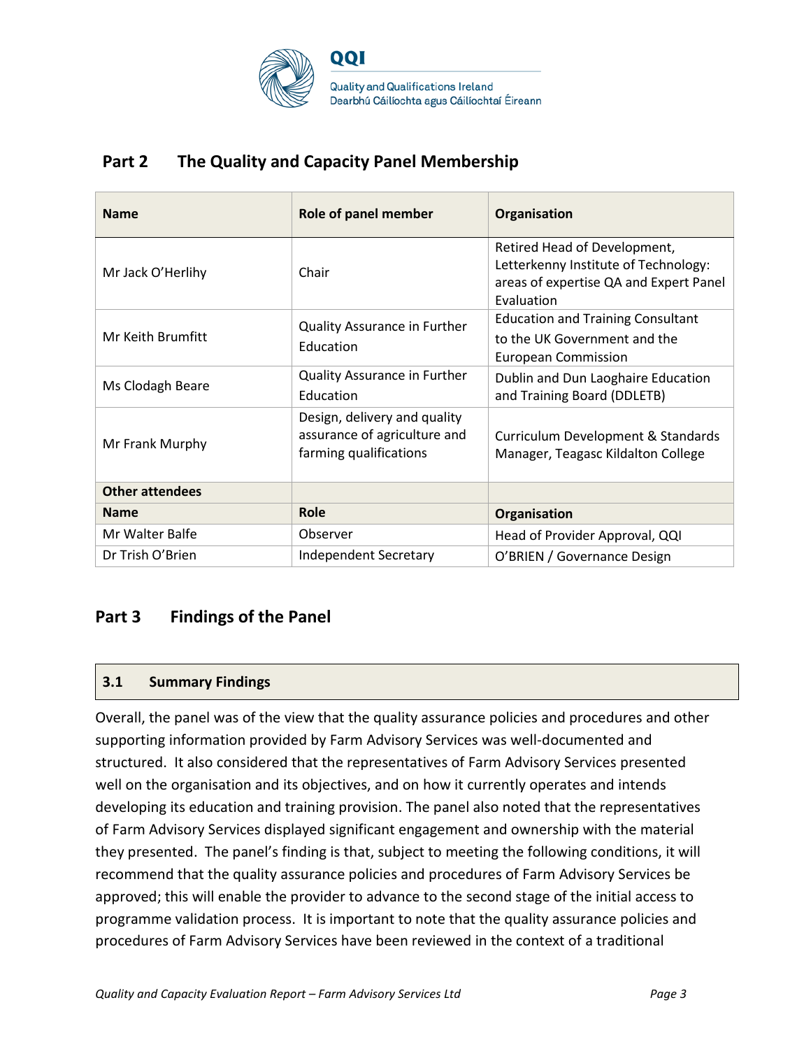## Part 2 The Quality and Capacity Panel Membership

| Name | Role of panel member | Organisation |
|---|---|---|
| Mr Jack O'Herlihy | Chair | Retired Head of Development, Letterkenny Institute of Technology: areas of expertise QA and Expert Panel Evaluation |
| Mr Keith Brumfitt | Quality Assurance in Further Education | Education and Training Consultant to the UK Government and the European Commission |
| Ms Clodagh Beare | Quality Assurance in Further Education | Dublin and Dun Laoghaire Education and Training Board (DDLETB) |
| Mr Frank Murphy | Design, delivery and quality assurance of agriculture and farming qualifications | Curriculum Development & Standards Manager, Teagasc Kildalton College |
| **Other attendees** | | |
| **Name** | **Role** | **Organisation** |
| Mr Walter Balfe | Observer | Head of Provider Approval, QQI |
| Dr Trish O'Brien | Independent Secretary | O'BRIEN / Governance Design |

## Part 3 Findings of the Panel

### 3.1 Summary Findings

Overall, the panel was of the view that the quality assurance policies and procedures and other supporting information provided by Farm Advisory Services was well-documented and structured. It also considered that the representatives of Farm Advisory Services presented well on the organisation and its objectives, and on how it currently operates and intends developing its education and training provision. The panel also noted that the representatives of Farm Advisory Services displayed significant engagement and ownership with the material they presented. The panel's finding is that, subject to meeting the following conditions, it will recommend that the quality assurance policies and procedures of Farm Advisory Services be approved; this will enable the provider to advance to the second stage of the initial access to programme validation process. It is important to note that the quality assurance policies and procedures of Farm Advisory Services have been reviewed in the context of a traditional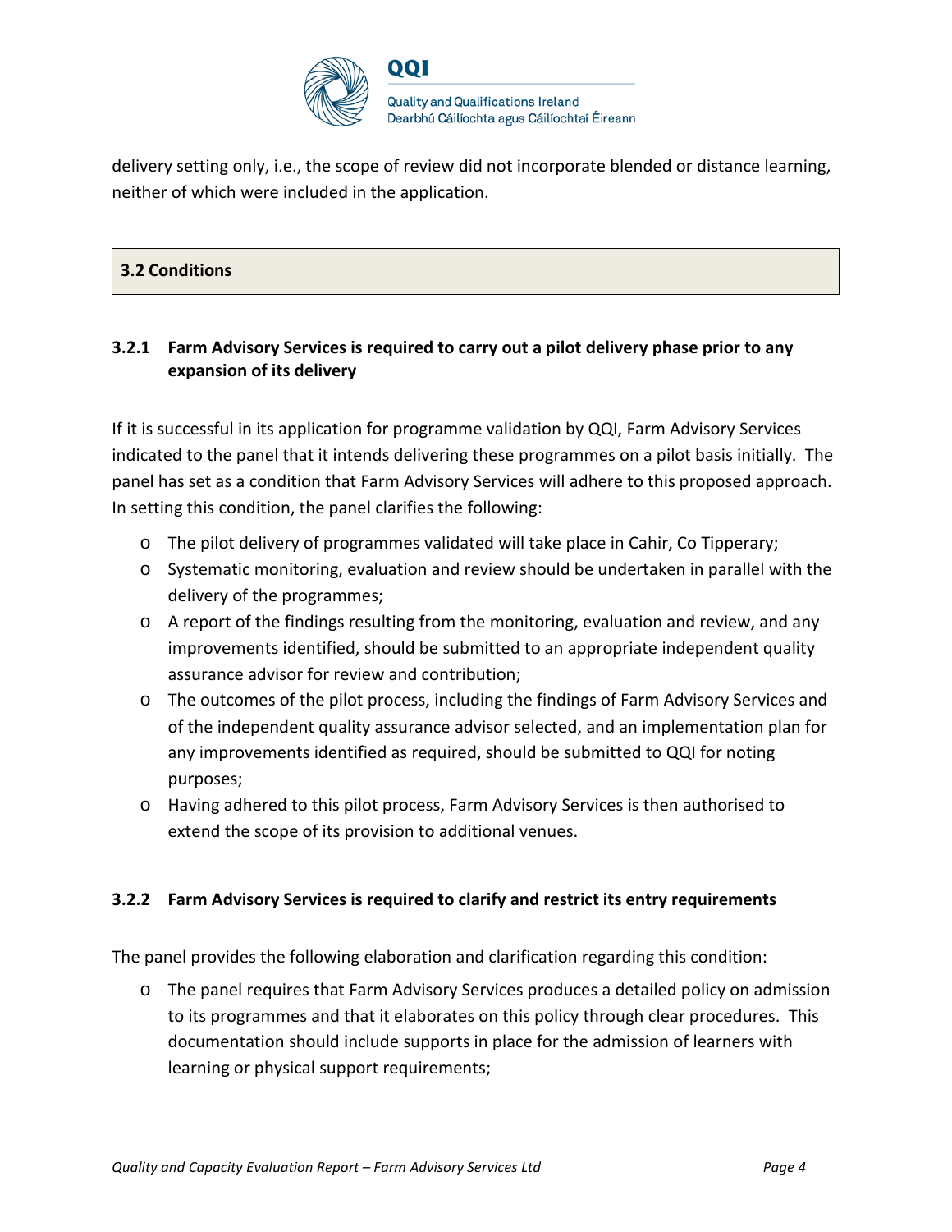delivery setting only, i.e., the scope of review did not incorporate blended or distance learning, neither of which were included in the application.

## 3.2 Conditions

### 3.2.1 Farm Advisory Services is required to carry out a pilot delivery phase prior to any expansion of its delivery

If it is successful in its application for programme validation by QQI, Farm Advisory Services indicated to the panel that it intends delivering these programmes on a pilot basis initially. The panel has set as a condition that Farm Advisory Services will adhere to this proposed approach. In setting this condition, the panel clarifies the following:

- The pilot delivery of programmes validated will take place in Cahir, Co Tipperary;
- Systematic monitoring, evaluation and review should be undertaken in parallel with the delivery of the programmes;
- A report of the findings resulting from the monitoring, evaluation and review, and any improvements identified, should be submitted to an appropriate independent quality assurance advisor for review and contribution;
- The outcomes of the pilot process, including the findings of Farm Advisory Services and of the independent quality assurance advisor selected, and an implementation plan for any improvements identified as required, should be submitted to QQI for noting purposes;
- Having adhered to this pilot process, Farm Advisory Services is then authorised to extend the scope of its provision to additional venues.

### 3.2.2 Farm Advisory Services is required to clarify and restrict its entry requirements

The panel provides the following elaboration and clarification regarding this condition:

- The panel requires that Farm Advisory Services produces a detailed policy on admission to its programmes and that it elaborates on this policy through clear procedures. This documentation should include supports in place for the admission of learners with learning or physical support requirements;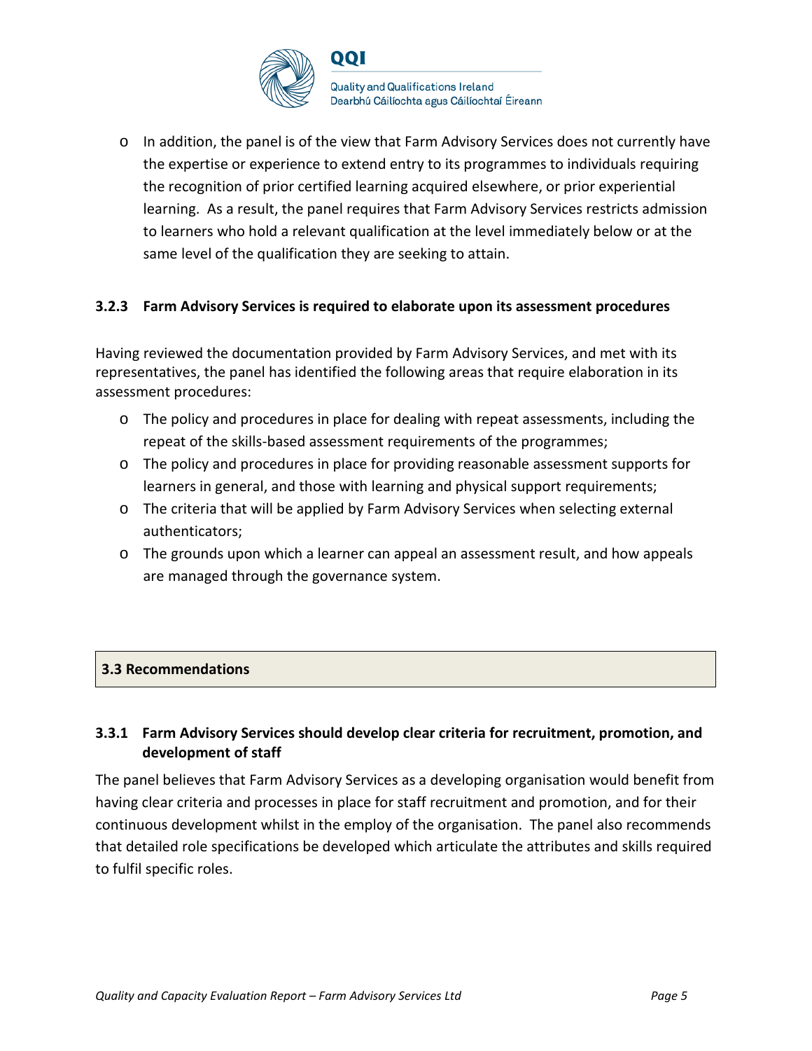- In addition, the panel is of the view that Farm Advisory Services does not currently have the expertise or experience to extend entry to its programmes to individuals requiring the recognition of prior certified learning acquired elsewhere, or prior experiential learning. As a result, the panel requires that Farm Advisory Services restricts admission to learners who hold a relevant qualification at the level immediately below or at the same level of the qualification they are seeking to attain.

### 3.2.3 Farm Advisory Services is required to elaborate upon its assessment procedures

Having reviewed the documentation provided by Farm Advisory Services, and met with its representatives, the panel has identified the following areas that require elaboration in its assessment procedures:

- The policy and procedures in place for dealing with repeat assessments, including the repeat of the skills-based assessment requirements of the programmes;
- The policy and procedures in place for providing reasonable assessment supports for learners in general, and those with learning and physical support requirements;
- The criteria that will be applied by Farm Advisory Services when selecting external authenticators;
- The grounds upon which a learner can appeal an assessment result, and how appeals are managed through the governance system.

## 3.3 Recommendations

### 3.3.1 Farm Advisory Services should develop clear criteria for recruitment, promotion, and development of staff

The panel believes that Farm Advisory Services as a developing organisation would benefit from having clear criteria and processes in place for staff recruitment and promotion, and for their continuous development whilst in the employ of the organisation. The panel also recommends that detailed role specifications be developed which articulate the attributes and skills required to fulfil specific roles.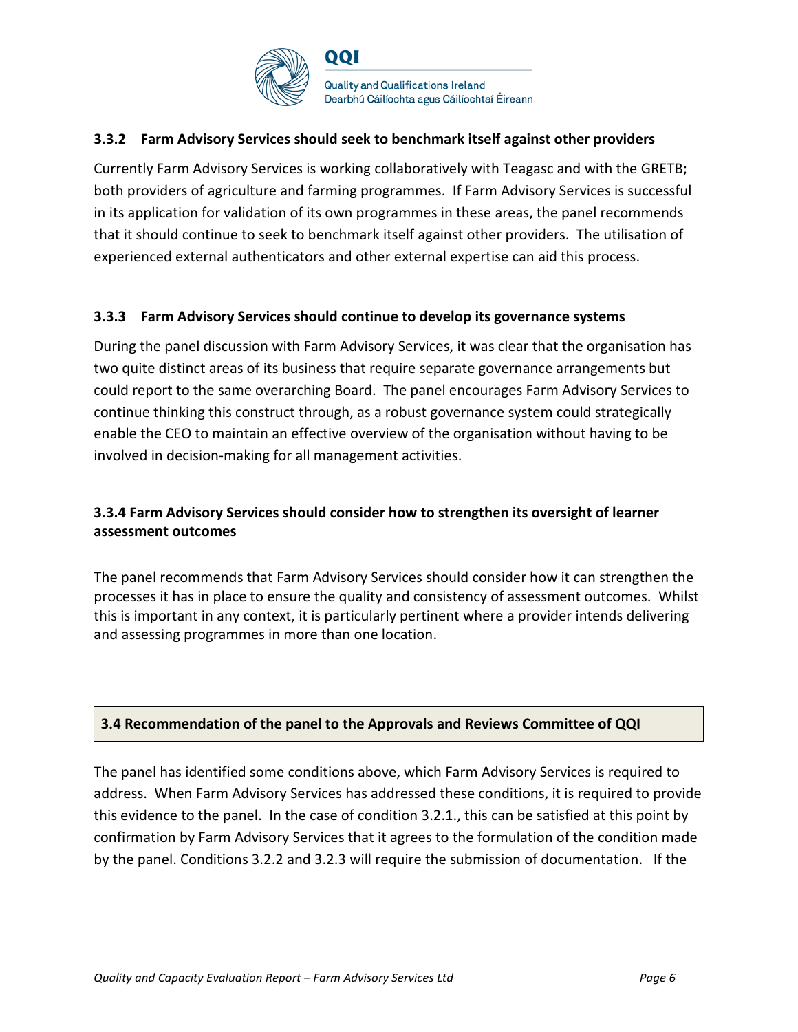### 3.3.2 Farm Advisory Services should seek to benchmark itself against other providers

Currently Farm Advisory Services is working collaboratively with Teagasc and with the GRETB; both providers of agriculture and farming programmes. If Farm Advisory Services is successful in its application for validation of its own programmes in these areas, the panel recommends that it should continue to seek to benchmark itself against other providers. The utilisation of experienced external authenticators and other external expertise can aid this process.

### 3.3.3 Farm Advisory Services should continue to develop its governance systems

During the panel discussion with Farm Advisory Services, it was clear that the organisation has two quite distinct areas of its business that require separate governance arrangements but could report to the same overarching Board. The panel encourages Farm Advisory Services to continue thinking this construct through, as a robust governance system could strategically enable the CEO to maintain an effective overview of the organisation without having to be involved in decision-making for all management activities.

### 3.3.4 Farm Advisory Services should consider how to strengthen its oversight of learner assessment outcomes

The panel recommends that Farm Advisory Services should consider how it can strengthen the processes it has in place to ensure the quality and consistency of assessment outcomes. Whilst this is important in any context, it is particularly pertinent where a provider intends delivering and assessing programmes in more than one location.

## 3.4 Recommendation of the panel to the Approvals and Reviews Committee of QQI

The panel has identified some conditions above, which Farm Advisory Services is required to address. When Farm Advisory Services has addressed these conditions, it is required to provide this evidence to the panel. In the case of condition 3.2.1., this can be satisfied at this point by confirmation by Farm Advisory Services that it agrees to the formulation of the condition made by the panel. Conditions 3.2.2 and 3.2.3 will require the submission of documentation. If the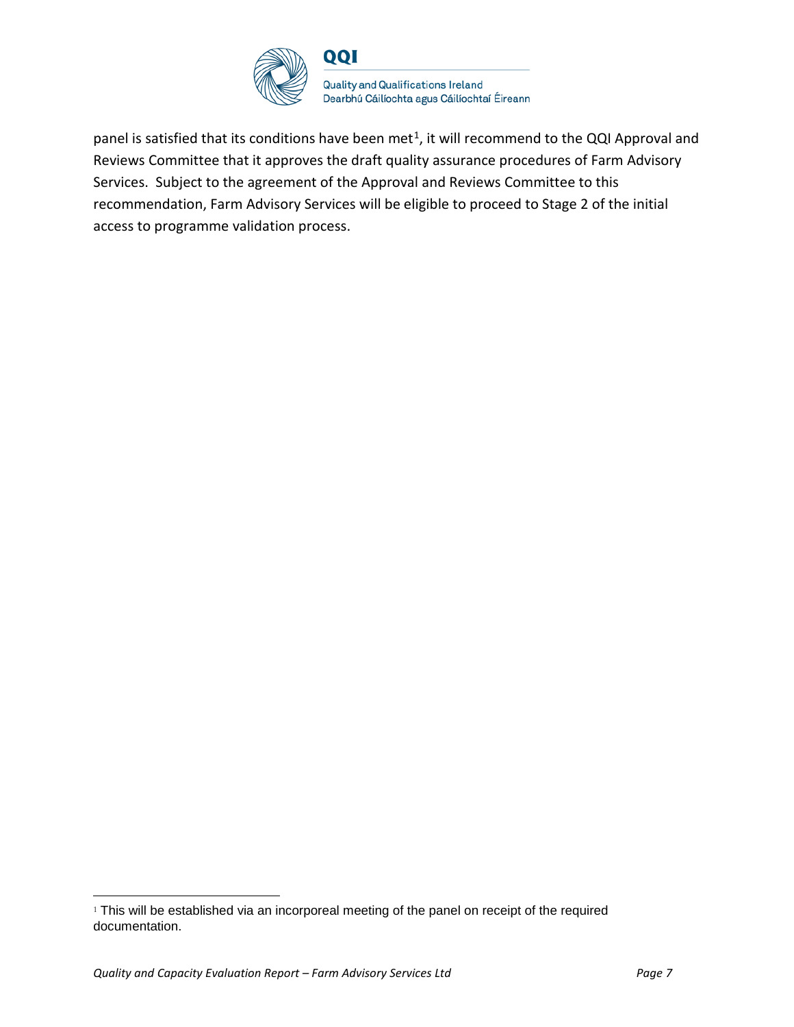panel is satisfied that its conditions have been met[1], it will recommend to the QQI Approval and Reviews Committee that it approves the draft quality assurance procedures of Farm Advisory Services. Subject to the agreement of the Approval and Reviews Committee to this recommendation, Farm Advisory Services will be eligible to proceed to Stage 2 of the initial access to programme validation process.

[1] This will be established via an incorporeal meeting of the panel on receipt of the required documentation.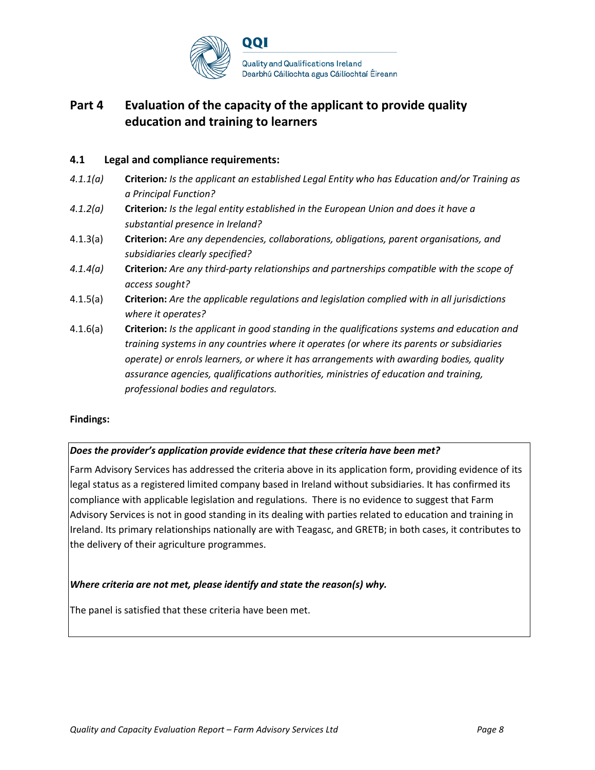# Part 4 Evaluation of the capacity of the applicant to provide quality education and training to learners

## 4.1 Legal and compliance requirements:

*4.1.1(a)* **Criterion***: Is the applicant an established Legal Entity who has Education and/or Training as a Principal Function?*

*4.1.2(a)* **Criterion***: Is the legal entity established in the European Union and does it have a substantial presence in Ireland?*

4.1.3(a) **Criterion:** *Are any dependencies, collaborations, obligations, parent organisations, and subsidiaries clearly specified?*

*4.1.4(a)* **Criterion***: Are any third-party relationships and partnerships compatible with the scope of access sought?*

4.1.5(a) **Criterion:** *Are the applicable regulations and legislation complied with in all jurisdictions where it operates?*

4.1.6(a) **Criterion:** *Is the applicant in good standing in the qualifications systems and education and training systems in any countries where it operates (or where its parents or subsidiaries operate) or enrols learners, or where it has arrangements with awarding bodies, quality assurance agencies, qualifications authorities, ministries of education and training, professional bodies and regulators.*

**Findings:**

***Does the provider's application provide evidence that these criteria have been met?***

Farm Advisory Services has addressed the criteria above in its application form, providing evidence of its legal status as a registered limited company based in Ireland without subsidiaries. It has confirmed its compliance with applicable legislation and regulations. There is no evidence to suggest that Farm Advisory Services is not in good standing in its dealing with parties related to education and training in Ireland. Its primary relationships nationally are with Teagasc, and GRETB; in both cases, it contributes to the delivery of their agriculture programmes.

***Where criteria are not met, please identify and state the reason(s) why.***

The panel is satisfied that these criteria have been met.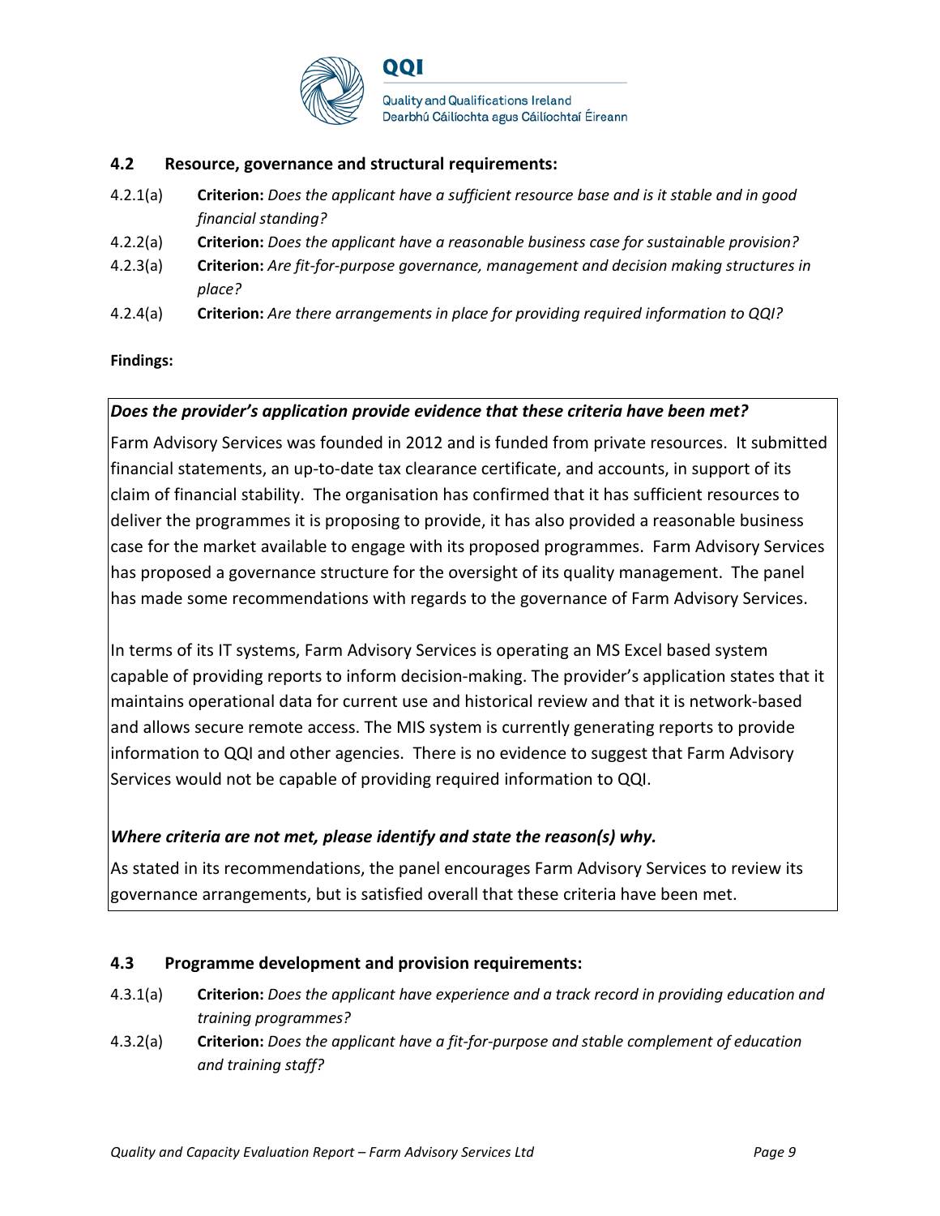### 4.2 Resource, governance and structural requirements:

4.2.1(a) **Criterion:** *Does the applicant have a sufficient resource base and is it stable and in good financial standing?*

4.2.2(a) **Criterion:** *Does the applicant have a reasonable business case for sustainable provision?*

4.2.3(a) **Criterion:** *Are fit-for-purpose governance, management and decision making structures in place?*

4.2.4(a) **Criterion:** *Are there arrangements in place for providing required information to QQI?*

**Findings:**

***Does the provider's application provide evidence that these criteria have been met?***

Farm Advisory Services was founded in 2012 and is funded from private resources. It submitted financial statements, an up-to-date tax clearance certificate, and accounts, in support of its claim of financial stability. The organisation has confirmed that it has sufficient resources to deliver the programmes it is proposing to provide, it has also provided a reasonable business case for the market available to engage with its proposed programmes. Farm Advisory Services has proposed a governance structure for the oversight of its quality management. The panel has made some recommendations with regards to the governance of Farm Advisory Services.

In terms of its IT systems, Farm Advisory Services is operating an MS Excel based system capable of providing reports to inform decision-making. The provider's application states that it maintains operational data for current use and historical review and that it is network-based and allows secure remote access. The MIS system is currently generating reports to provide information to QQI and other agencies. There is no evidence to suggest that Farm Advisory Services would not be capable of providing required information to QQI.

***Where criteria are not met, please identify and state the reason(s) why.***

As stated in its recommendations, the panel encourages Farm Advisory Services to review its governance arrangements, but is satisfied overall that these criteria have been met.

### 4.3 Programme development and provision requirements:

4.3.1(a) **Criterion:** *Does the applicant have experience and a track record in providing education and training programmes?*

4.3.2(a) **Criterion:** *Does the applicant have a fit-for-purpose and stable complement of education and training staff?*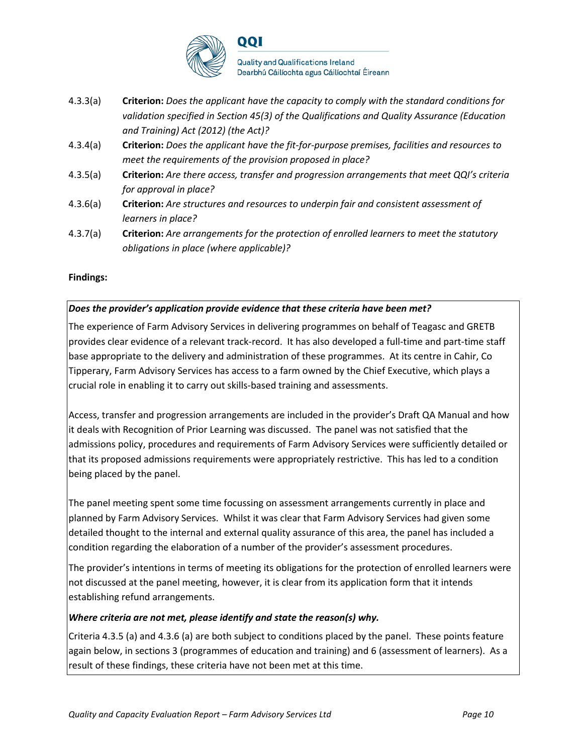4.3.3(a) **Criterion:** *Does the applicant have the capacity to comply with the standard conditions for validation specified in Section 45(3) of the Qualifications and Quality Assurance (Education and Training) Act (2012) (the Act)?*

4.3.4(a) **Criterion:** *Does the applicant have the fit-for-purpose premises, facilities and resources to meet the requirements of the provision proposed in place?*

4.3.5(a) **Criterion:** *Are there access, transfer and progression arrangements that meet QQI's criteria for approval in place?*

4.3.6(a) **Criterion:** *Are structures and resources to underpin fair and consistent assessment of learners in place?*

4.3.7(a) **Criterion:** *Are arrangements for the protection of enrolled learners to meet the statutory obligations in place (where applicable)?*

**Findings:**

***Does the provider's application provide evidence that these criteria have been met?***

The experience of Farm Advisory Services in delivering programmes on behalf of Teagasc and GRETB provides clear evidence of a relevant track-record. It has also developed a full-time and part-time staff base appropriate to the delivery and administration of these programmes. At its centre in Cahir, Co Tipperary, Farm Advisory Services has access to a farm owned by the Chief Executive, which plays a crucial role in enabling it to carry out skills-based training and assessments.

Access, transfer and progression arrangements are included in the provider's Draft QA Manual and how it deals with Recognition of Prior Learning was discussed. The panel was not satisfied that the admissions policy, procedures and requirements of Farm Advisory Services were sufficiently detailed or that its proposed admissions requirements were appropriately restrictive. This has led to a condition being placed by the panel.

The panel meeting spent some time focussing on assessment arrangements currently in place and planned by Farm Advisory Services. Whilst it was clear that Farm Advisory Services had given some detailed thought to the internal and external quality assurance of this area, the panel has included a condition regarding the elaboration of a number of the provider's assessment procedures.

The provider's intentions in terms of meeting its obligations for the protection of enrolled learners were not discussed at the panel meeting, however, it is clear from its application form that it intends establishing refund arrangements.

***Where criteria are not met, please identify and state the reason(s) why.***

Criteria 4.3.5 (a) and 4.3.6 (a) are both subject to conditions placed by the panel. These points feature again below, in sections 3 (programmes of education and training) and 6 (assessment of learners). As a result of these findings, these criteria have not been met at this time.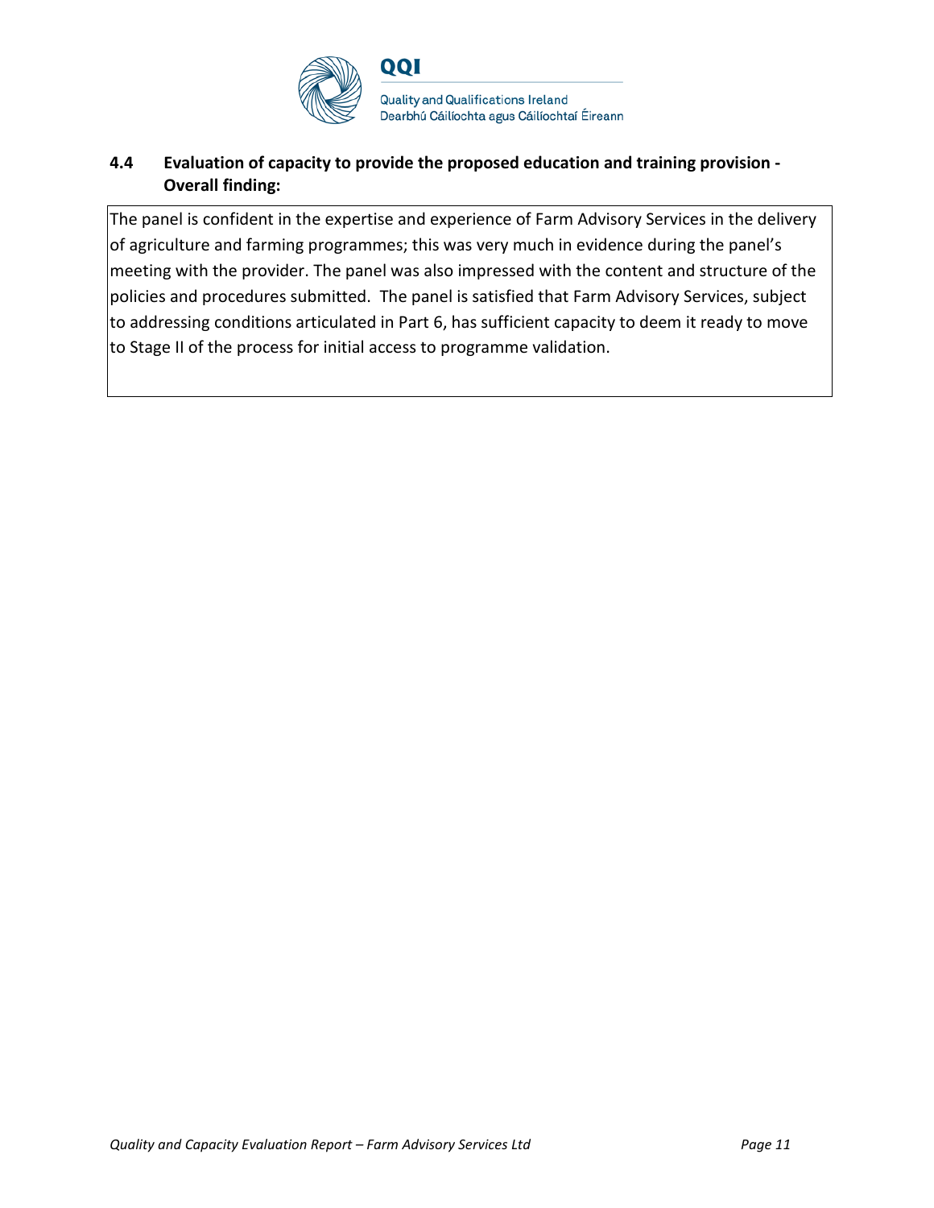### 4.4 Evaluation of capacity to provide the proposed education and training provision - Overall finding:

The panel is confident in the expertise and experience of Farm Advisory Services in the delivery of agriculture and farming programmes; this was very much in evidence during the panel's meeting with the provider. The panel was also impressed with the content and structure of the policies and procedures submitted. The panel is satisfied that Farm Advisory Services, subject to addressing conditions articulated in Part 6, has sufficient capacity to deem it ready to move to Stage II of the process for initial access to programme validation.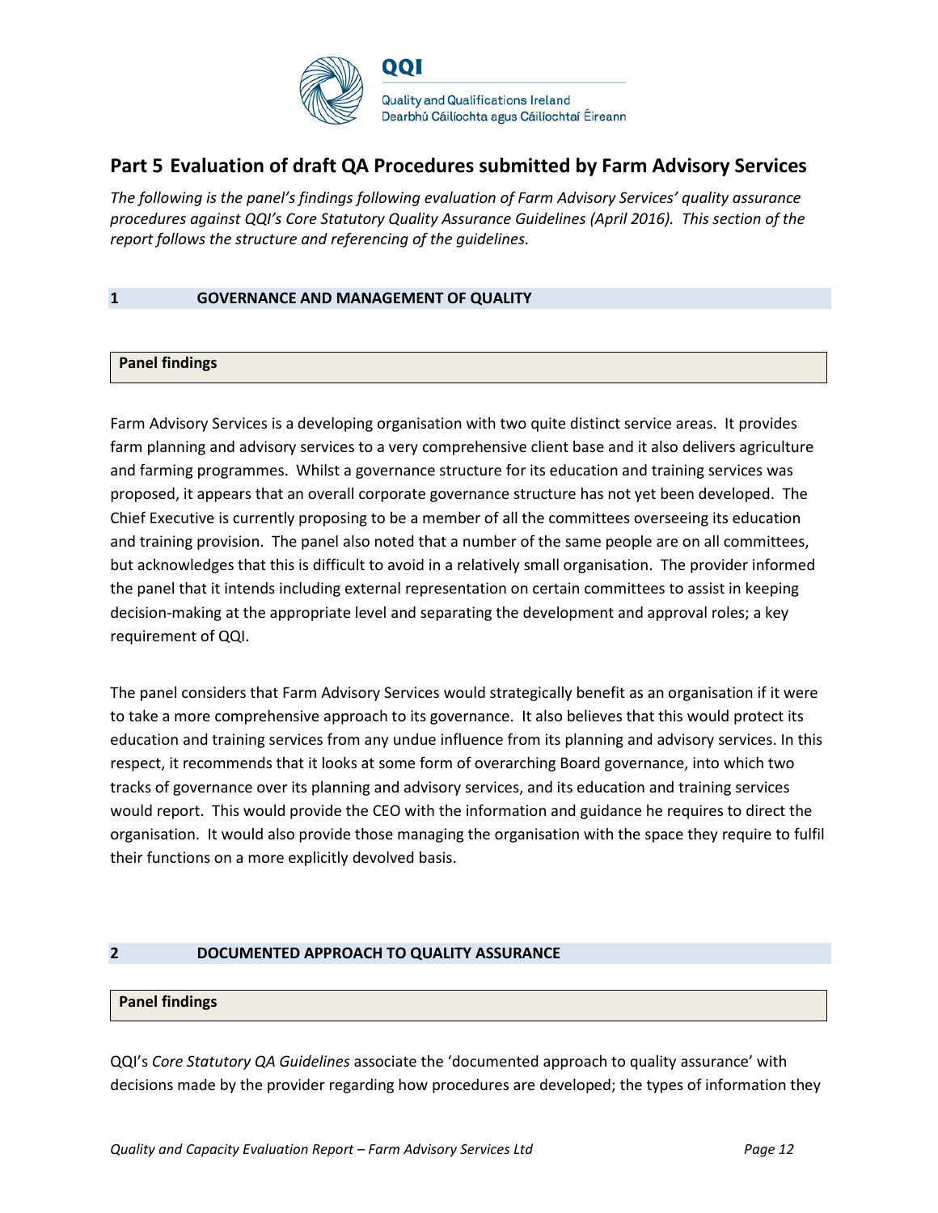## Part 5 Evaluation of draft QA Procedures submitted by Farm Advisory Services

*The following is the panel's findings following evaluation of Farm Advisory Services' quality assurance procedures against QQI's Core Statutory Quality Assurance Guidelines (April 2016). This section of the report follows the structure and referencing of the guidelines.*

### 1 GOVERNANCE AND MANAGEMENT OF QUALITY

**Panel findings**

Farm Advisory Services is a developing organisation with two quite distinct service areas. It provides farm planning and advisory services to a very comprehensive client base and it also delivers agriculture and farming programmes. Whilst a governance structure for its education and training services was proposed, it appears that an overall corporate governance structure has not yet been developed. The Chief Executive is currently proposing to be a member of all the committees overseeing its education and training provision. The panel also noted that a number of the same people are on all committees, but acknowledges that this is difficult to avoid in a relatively small organisation. The provider informed the panel that it intends including external representation on certain committees to assist in keeping decision-making at the appropriate level and separating the development and approval roles; a key requirement of QQI.

The panel considers that Farm Advisory Services would strategically benefit as an organisation if it were to take a more comprehensive approach to its governance. It also believes that this would protect its education and training services from any undue influence from its planning and advisory services. In this respect, it recommends that it looks at some form of overarching Board governance, into which two tracks of governance over its planning and advisory services, and its education and training services would report. This would provide the CEO with the information and guidance he requires to direct the organisation. It would also provide those managing the organisation with the space they require to fulfil their functions on a more explicitly devolved basis.

### 2 DOCUMENTED APPROACH TO QUALITY ASSURANCE

**Panel findings**

QQI's *Core Statutory QA Guidelines* associate the 'documented approach to quality assurance' with decisions made by the provider regarding how procedures are developed; the types of information they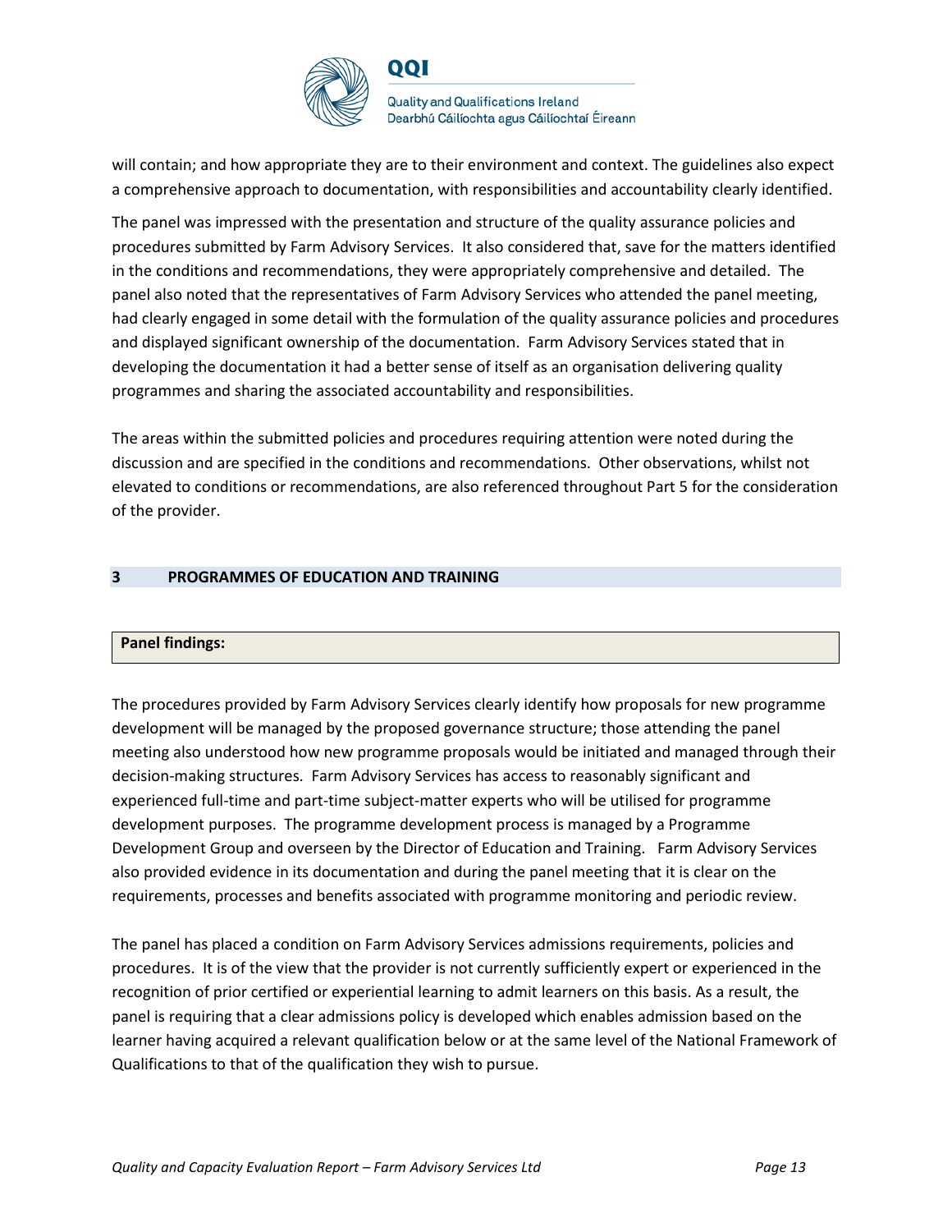will contain; and how appropriate they are to their environment and context. The guidelines also expect a comprehensive approach to documentation, with responsibilities and accountability clearly identified.

The panel was impressed with the presentation and structure of the quality assurance policies and procedures submitted by Farm Advisory Services. It also considered that, save for the matters identified in the conditions and recommendations, they were appropriately comprehensive and detailed. The panel also noted that the representatives of Farm Advisory Services who attended the panel meeting, had clearly engaged in some detail with the formulation of the quality assurance policies and procedures and displayed significant ownership of the documentation. Farm Advisory Services stated that in developing the documentation it had a better sense of itself as an organisation delivering quality programmes and sharing the associated accountability and responsibilities.

The areas within the submitted policies and procedures requiring attention were noted during the discussion and are specified in the conditions and recommendations. Other observations, whilst not elevated to conditions or recommendations, are also referenced throughout Part 5 for the consideration of the provider.

## 3 PROGRAMMES OF EDUCATION AND TRAINING

**Panel findings:**

The procedures provided by Farm Advisory Services clearly identify how proposals for new programme development will be managed by the proposed governance structure; those attending the panel meeting also understood how new programme proposals would be initiated and managed through their decision-making structures. Farm Advisory Services has access to reasonably significant and experienced full-time and part-time subject-matter experts who will be utilised for programme development purposes. The programme development process is managed by a Programme Development Group and overseen by the Director of Education and Training. Farm Advisory Services also provided evidence in its documentation and during the panel meeting that it is clear on the requirements, processes and benefits associated with programme monitoring and periodic review.

The panel has placed a condition on Farm Advisory Services admissions requirements, policies and procedures. It is of the view that the provider is not currently sufficiently expert or experienced in the recognition of prior certified or experiential learning to admit learners on this basis. As a result, the panel is requiring that a clear admissions policy is developed which enables admission based on the learner having acquired a relevant qualification below or at the same level of the National Framework of Qualifications to that of the qualification they wish to pursue.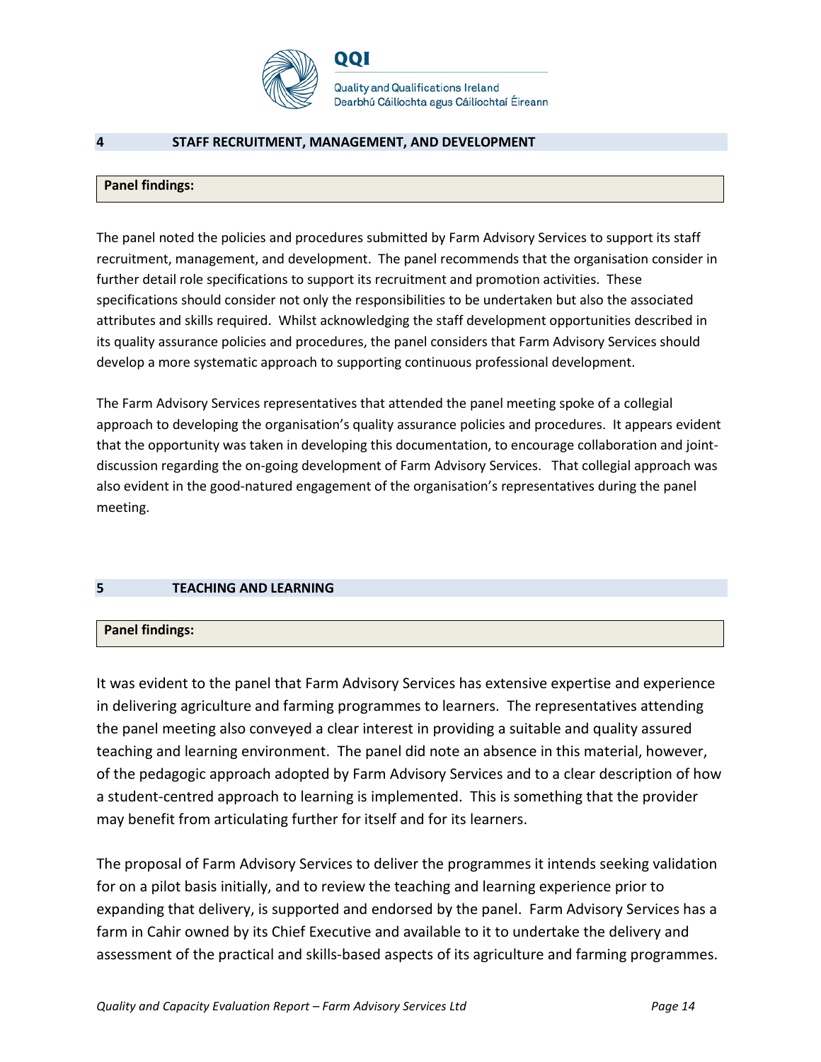## 4 STAFF RECRUITMENT, MANAGEMENT, AND DEVELOPMENT

**Panel findings:**

The panel noted the policies and procedures submitted by Farm Advisory Services to support its staff recruitment, management, and development. The panel recommends that the organisation consider in further detail role specifications to support its recruitment and promotion activities. These specifications should consider not only the responsibilities to be undertaken but also the associated attributes and skills required. Whilst acknowledging the staff development opportunities described in its quality assurance policies and procedures, the panel considers that Farm Advisory Services should develop a more systematic approach to supporting continuous professional development.

The Farm Advisory Services representatives that attended the panel meeting spoke of a collegial approach to developing the organisation's quality assurance policies and procedures. It appears evident that the opportunity was taken in developing this documentation, to encourage collaboration and joint-discussion regarding the on-going development of Farm Advisory Services. That collegial approach was also evident in the good-natured engagement of the organisation's representatives during the panel meeting.

## 5 TEACHING AND LEARNING

**Panel findings:**

It was evident to the panel that Farm Advisory Services has extensive expertise and experience in delivering agriculture and farming programmes to learners. The representatives attending the panel meeting also conveyed a clear interest in providing a suitable and quality assured teaching and learning environment. The panel did note an absence in this material, however, of the pedagogic approach adopted by Farm Advisory Services and to a clear description of how a student-centred approach to learning is implemented. This is something that the provider may benefit from articulating further for itself and for its learners.

The proposal of Farm Advisory Services to deliver the programmes it intends seeking validation for on a pilot basis initially, and to review the teaching and learning experience prior to expanding that delivery, is supported and endorsed by the panel. Farm Advisory Services has a farm in Cahir owned by its Chief Executive and available to it to undertake the delivery and assessment of the practical and skills-based aspects of its agriculture and farming programmes.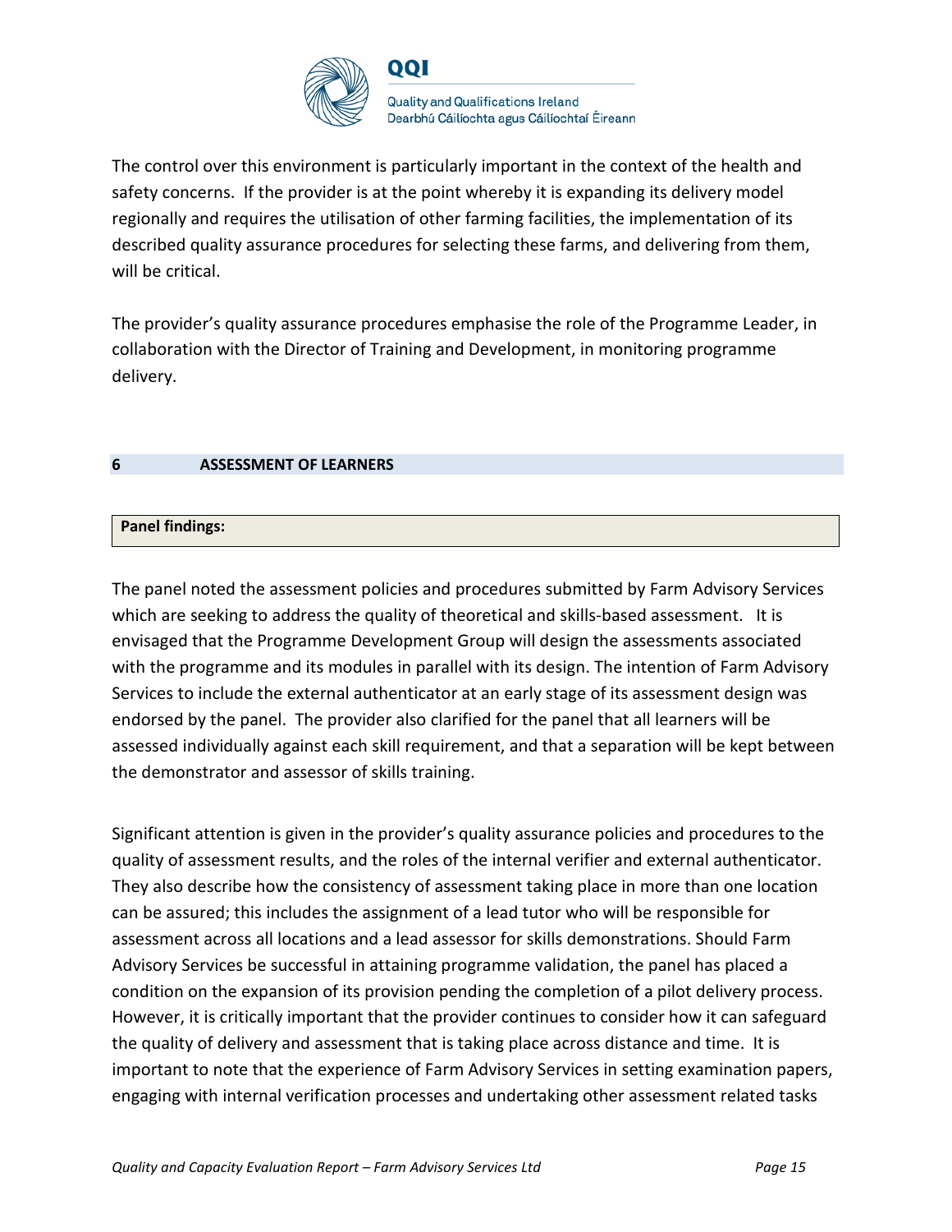The control over this environment is particularly important in the context of the health and safety concerns. If the provider is at the point whereby it is expanding its delivery model regionally and requires the utilisation of other farming facilities, the implementation of its described quality assurance procedures for selecting these farms, and delivering from them, will be critical.

The provider's quality assurance procedures emphasise the role of the Programme Leader, in collaboration with the Director of Training and Development, in monitoring programme delivery.

## 6 ASSESSMENT OF LEARNERS

**Panel findings:**

The panel noted the assessment policies and procedures submitted by Farm Advisory Services which are seeking to address the quality of theoretical and skills-based assessment. It is envisaged that the Programme Development Group will design the assessments associated with the programme and its modules in parallel with its design. The intention of Farm Advisory Services to include the external authenticator at an early stage of its assessment design was endorsed by the panel. The provider also clarified for the panel that all learners will be assessed individually against each skill requirement, and that a separation will be kept between the demonstrator and assessor of skills training.

Significant attention is given in the provider's quality assurance policies and procedures to the quality of assessment results, and the roles of the internal verifier and external authenticator. They also describe how the consistency of assessment taking place in more than one location can be assured; this includes the assignment of a lead tutor who will be responsible for assessment across all locations and a lead assessor for skills demonstrations. Should Farm Advisory Services be successful in attaining programme validation, the panel has placed a condition on the expansion of its provision pending the completion of a pilot delivery process. However, it is critically important that the provider continues to consider how it can safeguard the quality of delivery and assessment that is taking place across distance and time. It is important to note that the experience of Farm Advisory Services in setting examination papers, engaging with internal verification processes and undertaking other assessment related tasks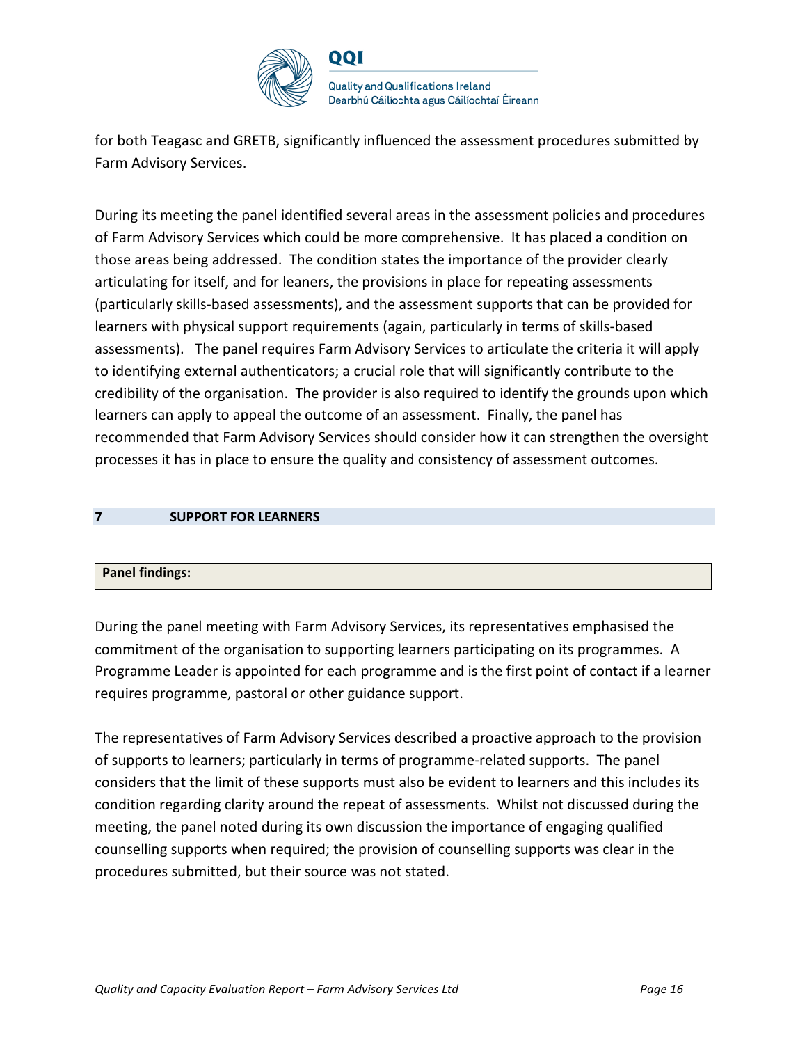for both Teagasc and GRETB, significantly influenced the assessment procedures submitted by Farm Advisory Services.

During its meeting the panel identified several areas in the assessment policies and procedures of Farm Advisory Services which could be more comprehensive. It has placed a condition on those areas being addressed. The condition states the importance of the provider clearly articulating for itself, and for leaners, the provisions in place for repeating assessments (particularly skills-based assessments), and the assessment supports that can be provided for learners with physical support requirements (again, particularly in terms of skills-based assessments). The panel requires Farm Advisory Services to articulate the criteria it will apply to identifying external authenticators; a crucial role that will significantly contribute to the credibility of the organisation. The provider is also required to identify the grounds upon which learners can apply to appeal the outcome of an assessment. Finally, the panel has recommended that Farm Advisory Services should consider how it can strengthen the oversight processes it has in place to ensure the quality and consistency of assessment outcomes.

## 7 SUPPORT FOR LEARNERS

**Panel findings:**

During the panel meeting with Farm Advisory Services, its representatives emphasised the commitment of the organisation to supporting learners participating on its programmes. A Programme Leader is appointed for each programme and is the first point of contact if a learner requires programme, pastoral or other guidance support.

The representatives of Farm Advisory Services described a proactive approach to the provision of supports to learners; particularly in terms of programme-related supports. The panel considers that the limit of these supports must also be evident to learners and this includes its condition regarding clarity around the repeat of assessments. Whilst not discussed during the meeting, the panel noted during its own discussion the importance of engaging qualified counselling supports when required; the provision of counselling supports was clear in the procedures submitted, but their source was not stated.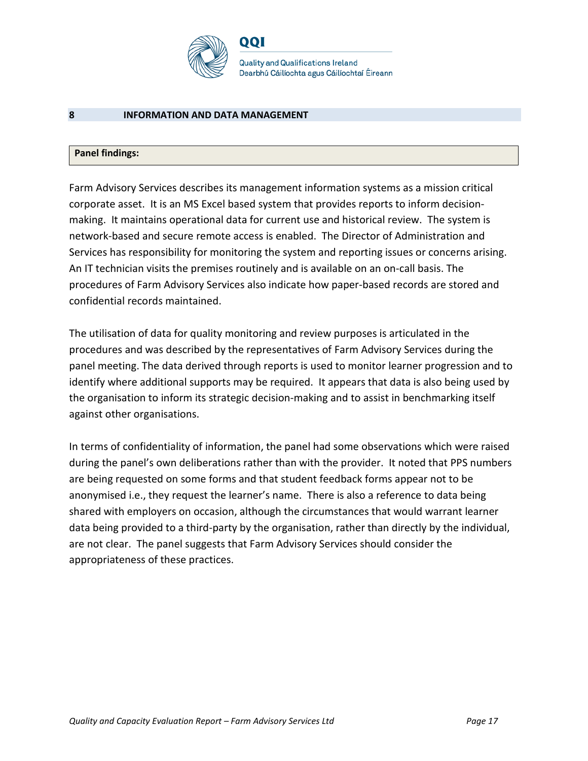## 8 INFORMATION AND DATA MANAGEMENT

**Panel findings:**

Farm Advisory Services describes its management information systems as a mission critical corporate asset. It is an MS Excel based system that provides reports to inform decision-making. It maintains operational data for current use and historical review. The system is network-based and secure remote access is enabled. The Director of Administration and Services has responsibility for monitoring the system and reporting issues or concerns arising. An IT technician visits the premises routinely and is available on an on-call basis. The procedures of Farm Advisory Services also indicate how paper-based records are stored and confidential records maintained.

The utilisation of data for quality monitoring and review purposes is articulated in the procedures and was described by the representatives of Farm Advisory Services during the panel meeting. The data derived through reports is used to monitor learner progression and to identify where additional supports may be required. It appears that data is also being used by the organisation to inform its strategic decision-making and to assist in benchmarking itself against other organisations.

In terms of confidentiality of information, the panel had some observations which were raised during the panel's own deliberations rather than with the provider. It noted that PPS numbers are being requested on some forms and that student feedback forms appear not to be anonymised i.e., they request the learner's name. There is also a reference to data being shared with employers on occasion, although the circumstances that would warrant learner data being provided to a third-party by the organisation, rather than directly by the individual, are not clear. The panel suggests that Farm Advisory Services should consider the appropriateness of these practices.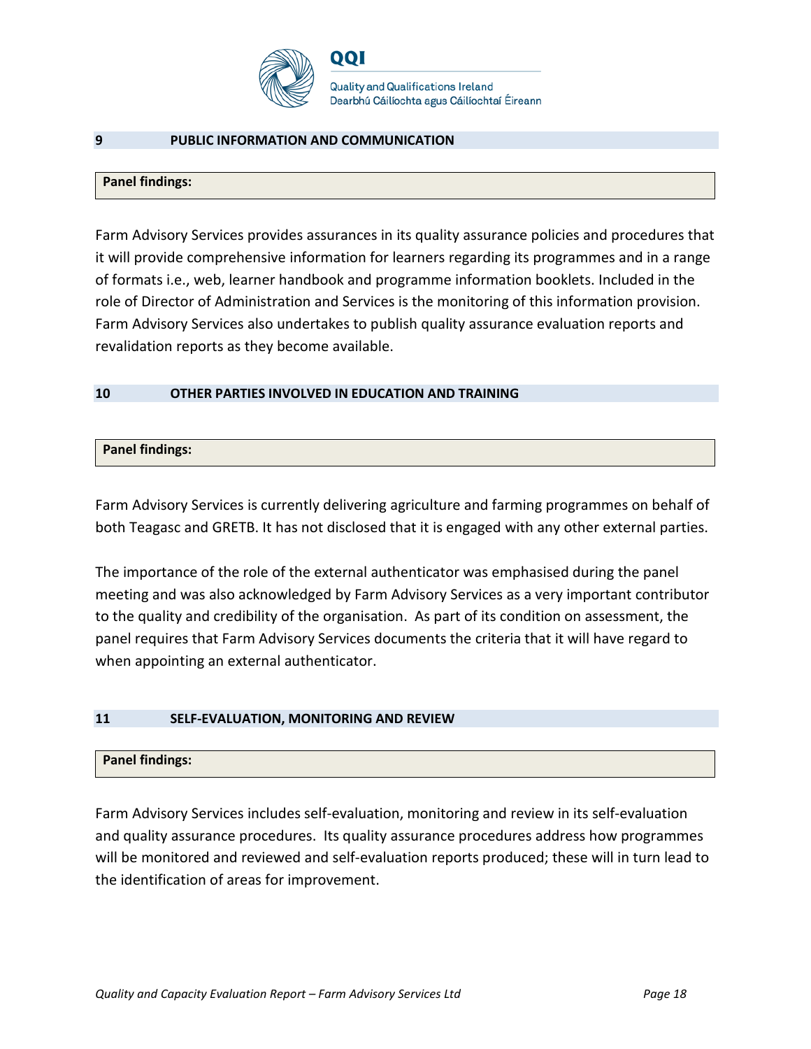## 9 PUBLIC INFORMATION AND COMMUNICATION

**Panel findings:**

Farm Advisory Services provides assurances in its quality assurance policies and procedures that it will provide comprehensive information for learners regarding its programmes and in a range of formats i.e., web, learner handbook and programme information booklets. Included in the role of Director of Administration and Services is the monitoring of this information provision. Farm Advisory Services also undertakes to publish quality assurance evaluation reports and revalidation reports as they become available.

## 10 OTHER PARTIES INVOLVED IN EDUCATION AND TRAINING

**Panel findings:**

Farm Advisory Services is currently delivering agriculture and farming programmes on behalf of both Teagasc and GRETB. It has not disclosed that it is engaged with any other external parties.

The importance of the role of the external authenticator was emphasised during the panel meeting and was also acknowledged by Farm Advisory Services as a very important contributor to the quality and credibility of the organisation. As part of its condition on assessment, the panel requires that Farm Advisory Services documents the criteria that it will have regard to when appointing an external authenticator.

## 11 SELF-EVALUATION, MONITORING AND REVIEW

**Panel findings:**

Farm Advisory Services includes self-evaluation, monitoring and review in its self-evaluation and quality assurance procedures. Its quality assurance procedures address how programmes will be monitored and reviewed and self-evaluation reports produced; these will in turn lead to the identification of areas for improvement.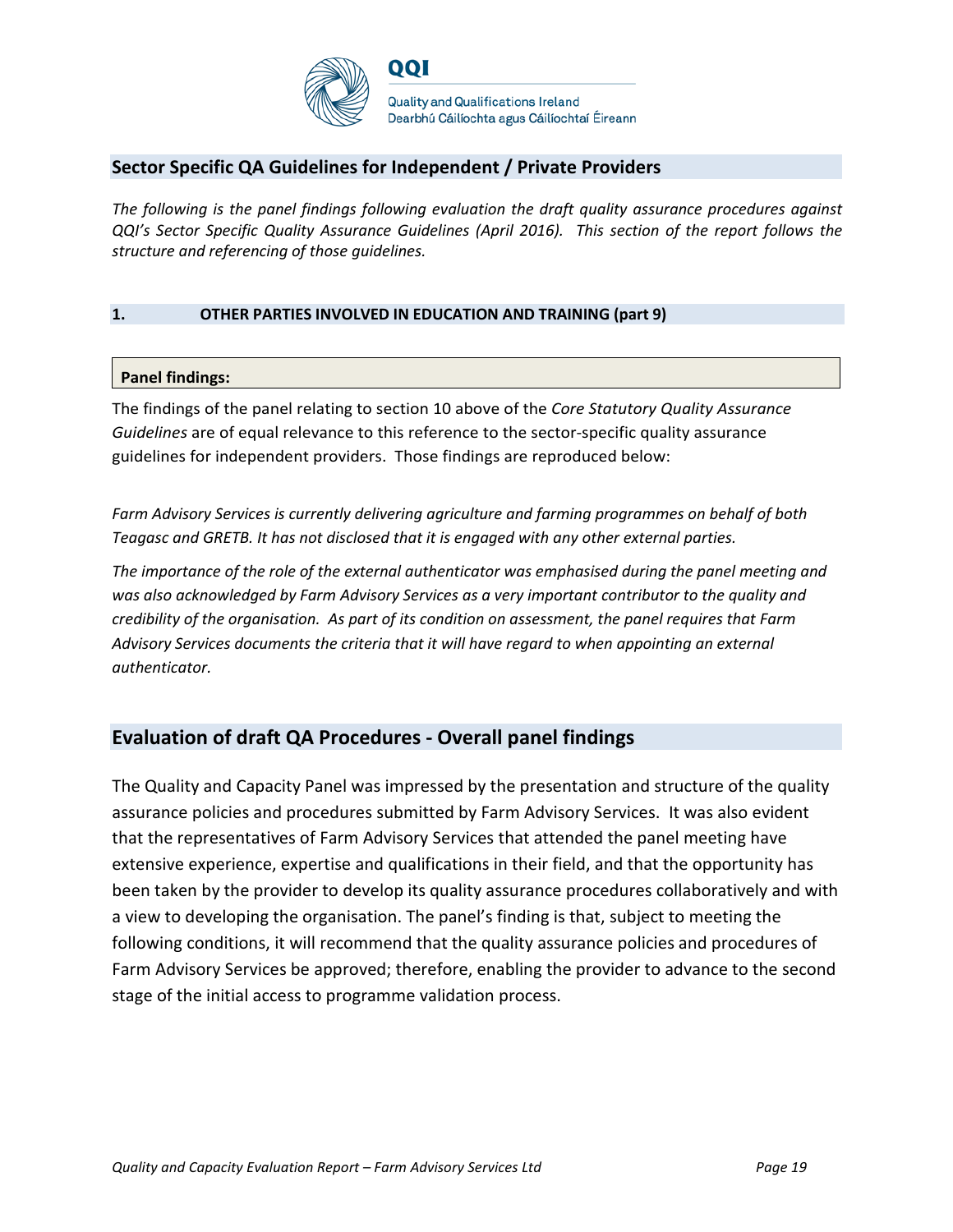## Sector Specific QA Guidelines for Independent / Private Providers

*The following is the panel findings following evaluation the draft quality assurance procedures against QQI's Sector Specific Quality Assurance Guidelines (April 2016). This section of the report follows the structure and referencing of those guidelines.*

### 1. OTHER PARTIES INVOLVED IN EDUCATION AND TRAINING (part 9)

**Panel findings:**

The findings of the panel relating to section 10 above of the *Core Statutory Quality Assurance Guidelines* are of equal relevance to this reference to the sector-specific quality assurance guidelines for independent providers. Those findings are reproduced below:

*Farm Advisory Services is currently delivering agriculture and farming programmes on behalf of both Teagasc and GRETB. It has not disclosed that it is engaged with any other external parties.*

*The importance of the role of the external authenticator was emphasised during the panel meeting and was also acknowledged by Farm Advisory Services as a very important contributor to the quality and credibility of the organisation. As part of its condition on assessment, the panel requires that Farm Advisory Services documents the criteria that it will have regard to when appointing an external authenticator.*

## Evaluation of draft QA Procedures - Overall panel findings

The Quality and Capacity Panel was impressed by the presentation and structure of the quality assurance policies and procedures submitted by Farm Advisory Services. It was also evident that the representatives of Farm Advisory Services that attended the panel meeting have extensive experience, expertise and qualifications in their field, and that the opportunity has been taken by the provider to develop its quality assurance procedures collaboratively and with a view to developing the organisation. The panel's finding is that, subject to meeting the following conditions, it will recommend that the quality assurance policies and procedures of Farm Advisory Services be approved; therefore, enabling the provider to advance to the second stage of the initial access to programme validation process.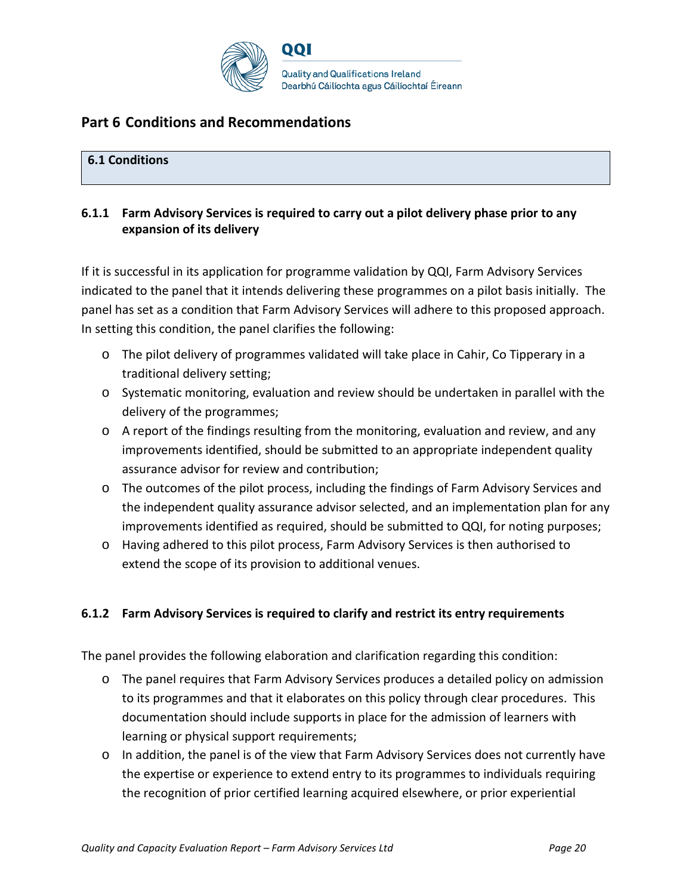# Part 6 Conditions and Recommendations

## 6.1 Conditions

### 6.1.1 Farm Advisory Services is required to carry out a pilot delivery phase prior to any expansion of its delivery

If it is successful in its application for programme validation by QQI, Farm Advisory Services indicated to the panel that it intends delivering these programmes on a pilot basis initially. The panel has set as a condition that Farm Advisory Services will adhere to this proposed approach. In setting this condition, the panel clarifies the following:

- The pilot delivery of programmes validated will take place in Cahir, Co Tipperary in a traditional delivery setting;
- Systematic monitoring, evaluation and review should be undertaken in parallel with the delivery of the programmes;
- A report of the findings resulting from the monitoring, evaluation and review, and any improvements identified, should be submitted to an appropriate independent quality assurance advisor for review and contribution;
- The outcomes of the pilot process, including the findings of Farm Advisory Services and the independent quality assurance advisor selected, and an implementation plan for any improvements identified as required, should be submitted to QQI, for noting purposes;
- Having adhered to this pilot process, Farm Advisory Services is then authorised to extend the scope of its provision to additional venues.

### 6.1.2 Farm Advisory Services is required to clarify and restrict its entry requirements

The panel provides the following elaboration and clarification regarding this condition:

- The panel requires that Farm Advisory Services produces a detailed policy on admission to its programmes and that it elaborates on this policy through clear procedures. This documentation should include supports in place for the admission of learners with learning or physical support requirements;
- In addition, the panel is of the view that Farm Advisory Services does not currently have the expertise or experience to extend entry to its programmes to individuals requiring the recognition of prior certified learning acquired elsewhere, or prior experiential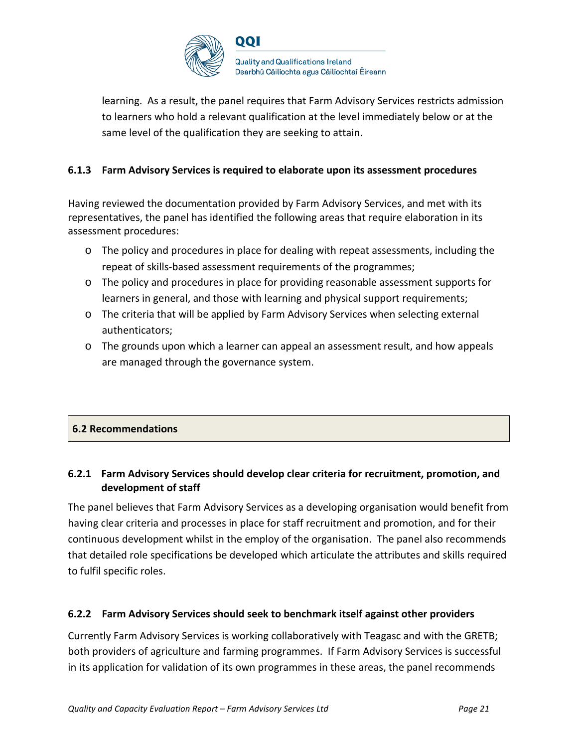learning. As a result, the panel requires that Farm Advisory Services restricts admission to learners who hold a relevant qualification at the level immediately below or at the same level of the qualification they are seeking to attain.

#### 6.1.3 Farm Advisory Services is required to elaborate upon its assessment procedures

Having reviewed the documentation provided by Farm Advisory Services, and met with its representatives, the panel has identified the following areas that require elaboration in its assessment procedures:

- The policy and procedures in place for dealing with repeat assessments, including the repeat of skills-based assessment requirements of the programmes;
- The policy and procedures in place for providing reasonable assessment supports for learners in general, and those with learning and physical support requirements;
- The criteria that will be applied by Farm Advisory Services when selecting external authenticators;
- The grounds upon which a learner can appeal an assessment result, and how appeals are managed through the governance system.

### 6.2 Recommendations

#### 6.2.1 Farm Advisory Services should develop clear criteria for recruitment, promotion, and development of staff

The panel believes that Farm Advisory Services as a developing organisation would benefit from having clear criteria and processes in place for staff recruitment and promotion, and for their continuous development whilst in the employ of the organisation. The panel also recommends that detailed role specifications be developed which articulate the attributes and skills required to fulfil specific roles.

#### 6.2.2 Farm Advisory Services should seek to benchmark itself against other providers

Currently Farm Advisory Services is working collaboratively with Teagasc and with the GRETB; both providers of agriculture and farming programmes. If Farm Advisory Services is successful in its application for validation of its own programmes in these areas, the panel recommends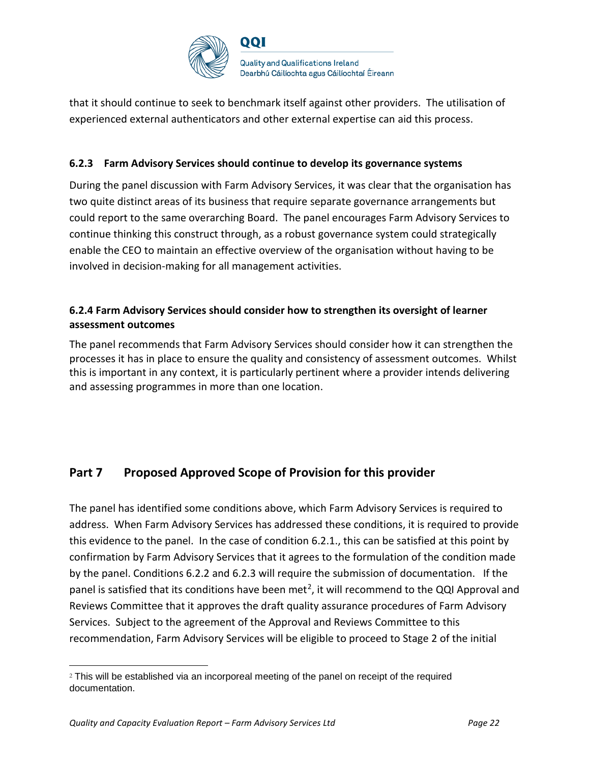that it should continue to seek to benchmark itself against other providers. The utilisation of experienced external authenticators and other external expertise can aid this process.

#### 6.2.3 Farm Advisory Services should continue to develop its governance systems

During the panel discussion with Farm Advisory Services, it was clear that the organisation has two quite distinct areas of its business that require separate governance arrangements but could report to the same overarching Board. The panel encourages Farm Advisory Services to continue thinking this construct through, as a robust governance system could strategically enable the CEO to maintain an effective overview of the organisation without having to be involved in decision-making for all management activities.

#### 6.2.4 Farm Advisory Services should consider how to strengthen its oversight of learner assessment outcomes

The panel recommends that Farm Advisory Services should consider how it can strengthen the processes it has in place to ensure the quality and consistency of assessment outcomes. Whilst this is important in any context, it is particularly pertinent where a provider intends delivering and assessing programmes in more than one location.

## Part 7 Proposed Approved Scope of Provision for this provider

The panel has identified some conditions above, which Farm Advisory Services is required to address. When Farm Advisory Services has addressed these conditions, it is required to provide this evidence to the panel. In the case of condition 6.2.1., this can be satisfied at this point by confirmation by Farm Advisory Services that it agrees to the formulation of the condition made by the panel. Conditions 6.2.2 and 6.2.3 will require the submission of documentation. If the panel is satisfied that its conditions have been met[2], it will recommend to the QQI Approval and Reviews Committee that it approves the draft quality assurance procedures of Farm Advisory Services. Subject to the agreement of the Approval and Reviews Committee to this recommendation, Farm Advisory Services will be eligible to proceed to Stage 2 of the initial

[2] This will be established via an incorporeal meeting of the panel on receipt of the required documentation.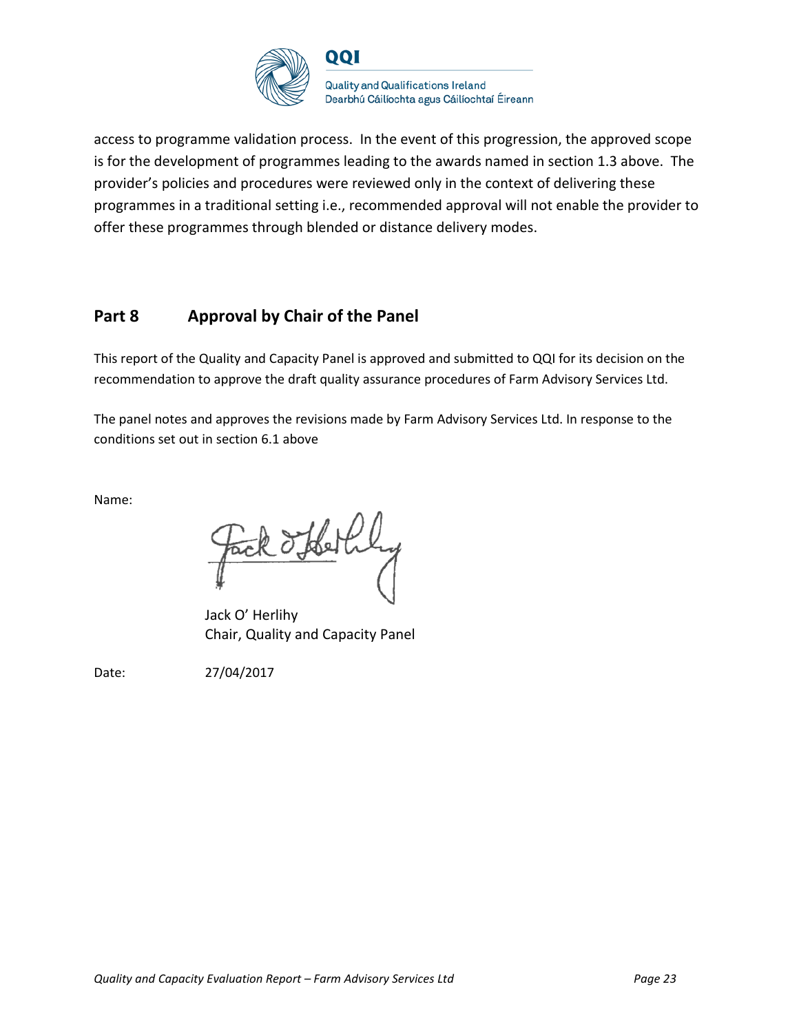access to programme validation process. In the event of this progression, the approved scope is for the development of programmes leading to the awards named in section 1.3 above. The provider's policies and procedures were reviewed only in the context of delivering these programmes in a traditional setting i.e., recommended approval will not enable the provider to offer these programmes through blended or distance delivery modes.

## Part 8 Approval by Chair of the Panel

This report of the Quality and Capacity Panel is approved and submitted to QQI for its decision on the recommendation to approve the draft quality assurance procedures of Farm Advisory Services Ltd.

The panel notes and approves the revisions made by Farm Advisory Services Ltd. In response to the conditions set out in section 6.1 above

Name:

Jack O' Herlihy
Chair, Quality and Capacity Panel

Date: 27/04/2017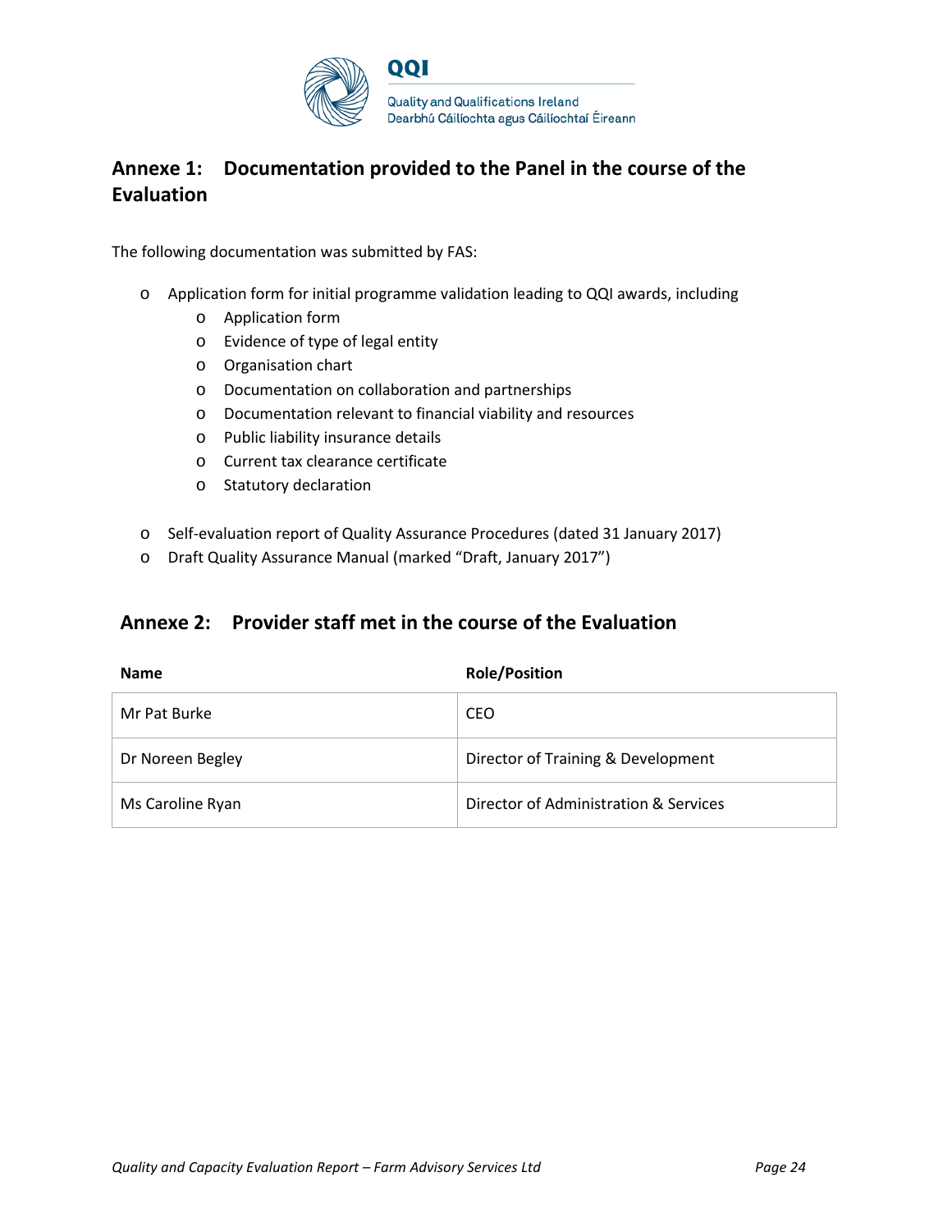## Annexe 1: Documentation provided to the Panel in the course of the Evaluation

The following documentation was submitted by FAS:

- Application form for initial programme validation leading to QQI awards, including
  - Application form
  - Evidence of type of legal entity
  - Organisation chart
  - Documentation on collaboration and partnerships
  - Documentation relevant to financial viability and resources
  - Public liability insurance details
  - Current tax clearance certificate
  - Statutory declaration

- Self-evaluation report of Quality Assurance Procedures (dated 31 January 2017)
- Draft Quality Assurance Manual (marked "Draft, January 2017")

## Annexe 2: Provider staff met in the course of the Evaluation

| Name | Role/Position |
|---|---|
| Mr Pat Burke | CEO |
| Dr Noreen Begley | Director of Training & Development |
| Ms Caroline Ryan | Director of Administration & Services |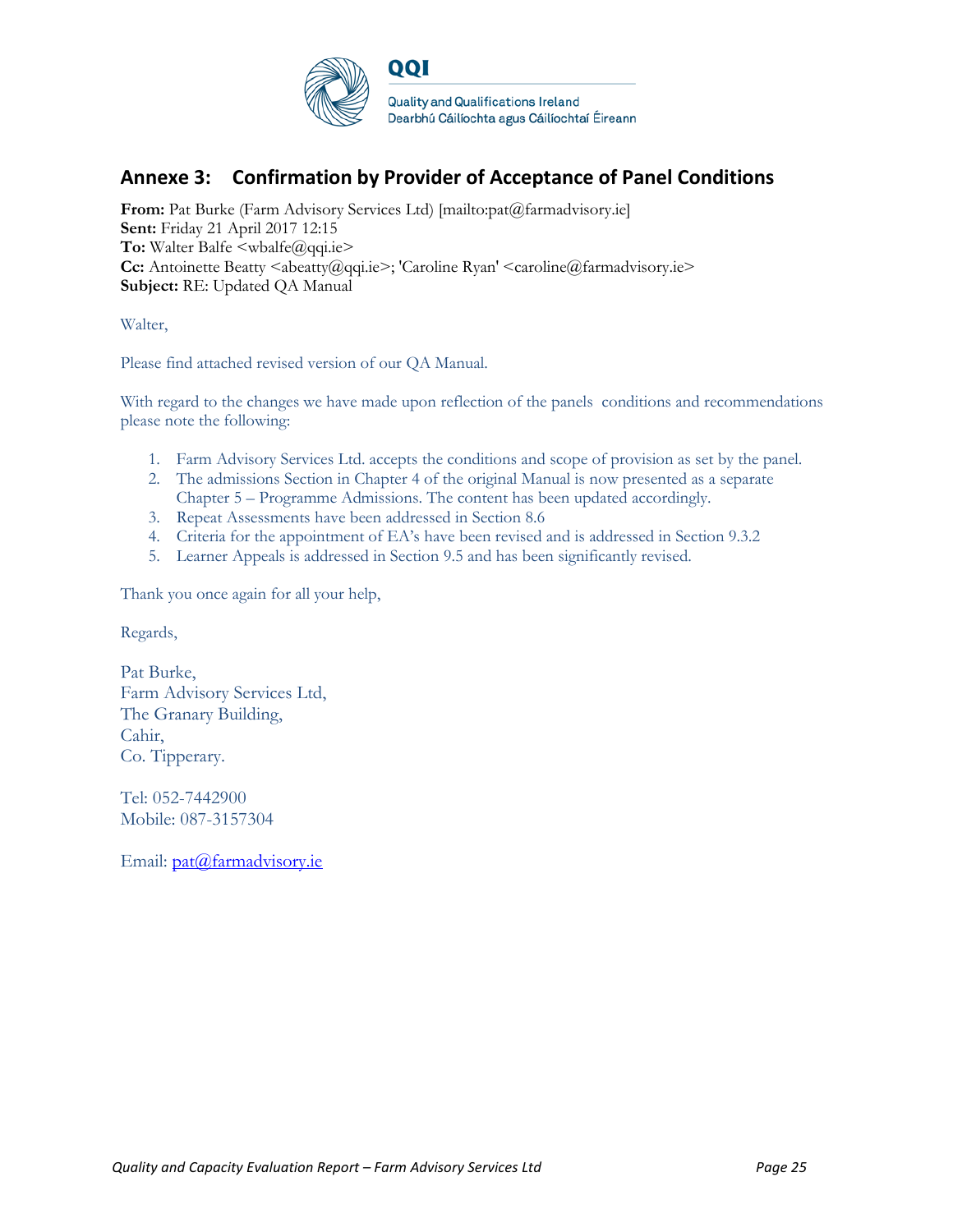# Annexe 3: Confirmation by Provider of Acceptance of Panel Conditions

**From:** Pat Burke (Farm Advisory Services Ltd) [mailto:pat@farmadvisory.ie]
**Sent:** Friday 21 April 2017 12:15
**To:** Walter Balfe <wbalfe@qqi.ie>
**Cc:** Antoinette Beatty <abeatty@qqi.ie>; 'Caroline Ryan' <caroline@farmadvisory.ie>
**Subject:** RE: Updated QA Manual

Walter,

Please find attached revised version of our QA Manual.

With regard to the changes we have made upon reflection of the panels conditions and recommendations please note the following:

1. Farm Advisory Services Ltd. accepts the conditions and scope of provision as set by the panel.
2. The admissions Section in Chapter 4 of the original Manual is now presented as a separate Chapter 5 – Programme Admissions. The content has been updated accordingly.
3. Repeat Assessments have been addressed in Section 8.6
4. Criteria for the appointment of EA's have been revised and is addressed in Section 9.3.2
5. Learner Appeals is addressed in Section 9.5 and has been significantly revised.

Thank you once again for all your help,

Regards,

Pat Burke,
Farm Advisory Services Ltd,
The Granary Building,
Cahir,
Co. Tipperary.

Tel: 052-7442900
Mobile: 087-3157304

Email: pat@farmadvisory.ie